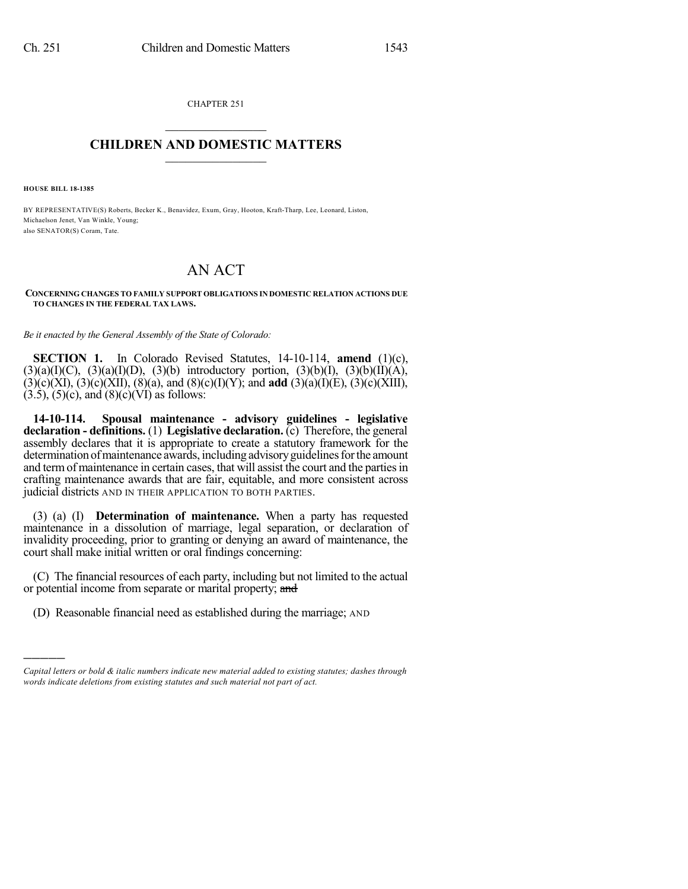CHAPTER 251

# CHILDREN AND DOMESTIC MATTERS

**HOUSE BILL 18-1385**

BY REPRESENTATIVE(S) Roberts, Becker K., Benavidez, Exum, Gray, Hooton, Kraft-Tharp, Lee, Leonard, Liston, Michaelson Jenet, Van Winkle, Young;
also SENATOR(S) Coram, Tate.

## AN ACT

**CONCERNING CHANGES TO FAMILY SUPPORT OBLIGATIONS IN DOMESTIC RELATION ACTIONS DUE TO CHANGES IN THE FEDERAL TAX LAWS.**

*Be it enacted by the General Assembly of the State of Colorado:*

**SECTION 1.** In Colorado Revised Statutes, 14-10-114, **amend** (1)(c), (3)(a)(I)(C), (3)(a)(I)(D), (3)(b) introductory portion, (3)(b)(I), (3)(b)(II)(A), (3)(c)(XI), (3)(c)(XII), (8)(a), and (8)(c)(I)(Y); and **add** (3)(a)(I)(E), (3)(c)(XIII), (3.5), (5)(c), and (8)(c)(VI) as follows:

**14-10-114. Spousal maintenance - advisory guidelines - legislative declaration - definitions.** (1) **Legislative declaration.** (c) Therefore, the general assembly declares that it is appropriate to create a statutory framework for the determination of maintenance awards, including advisory guidelines for the amount and term of maintenance in certain cases, that will assist the court and the parties in crafting maintenance awards that are fair, equitable, and more consistent across judicial districts AND IN THEIR APPLICATION TO BOTH PARTIES.

(3) (a) (I) **Determination of maintenance.** When a party has requested maintenance in a dissolution of marriage, legal separation, or declaration of invalidity proceeding, prior to granting or denying an award of maintenance, the court shall make initial written or oral findings concerning:

(C) The financial resources of each party, including but not limited to the actual or potential income from separate or marital property; ~~and~~

(D) Reasonable financial need as established during the marriage; AND

---

*Capital letters or bold & italic numbers indicate new material added to existing statutes; dashes through words indicate deletions from existing statutes and such material not part of act.*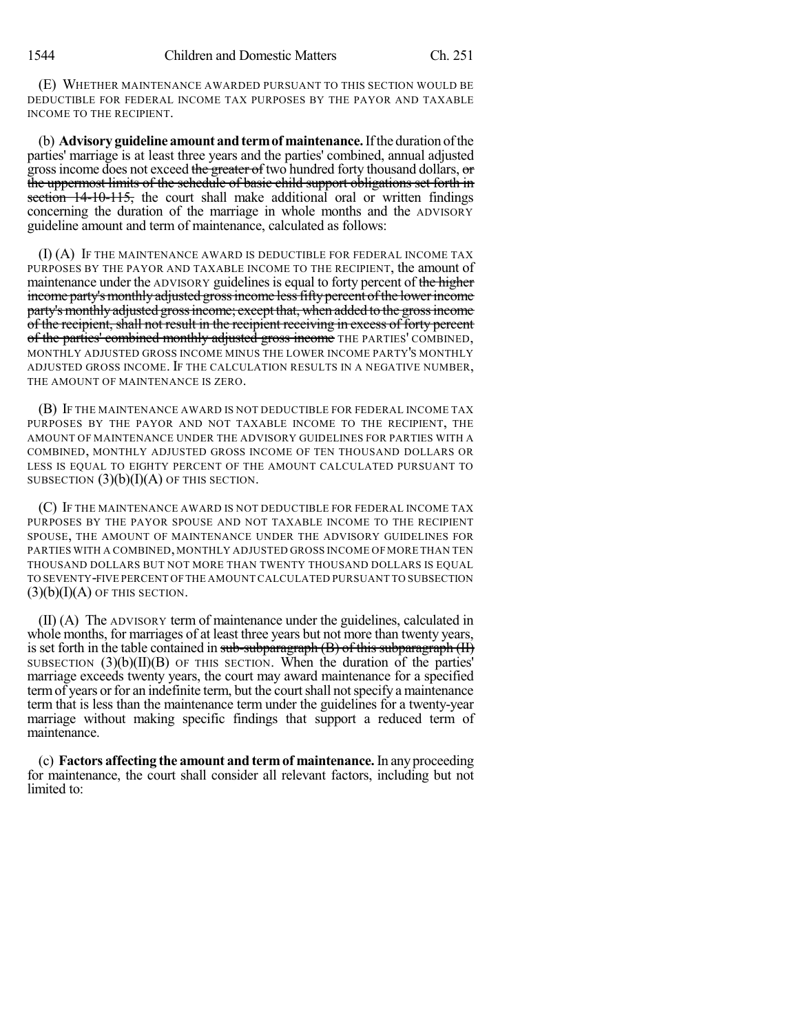(E) WHETHER MAINTENANCE AWARDED PURSUANT TO THIS SECTION WOULD BE DEDUCTIBLE FOR FEDERAL INCOME TAX PURPOSES BY THE PAYOR AND TAXABLE INCOME TO THE RECIPIENT.

(b) **Advisory guideline amount and term of maintenance.** If the duration of the parties' marriage is at least three years and the parties' combined, annual adjusted gross income does not exceed ~~the greater of~~ two hundred forty thousand dollars, ~~or the uppermost limits of the schedule of basic child support obligations set forth in section 14-10-115,~~ the court shall make additional oral or written findings concerning the duration of the marriage in whole months and the ADVISORY guideline amount and term of maintenance, calculated as follows:

(I) (A) IF THE MAINTENANCE AWARD IS DEDUCTIBLE FOR FEDERAL INCOME TAX PURPOSES BY THE PAYOR AND TAXABLE INCOME TO THE RECIPIENT, the amount of maintenance under the ADVISORY guidelines is equal to forty percent of ~~the higher income party's monthly adjusted gross income less fifty percent of the lower income party's monthly adjusted gross income; except that, when added to the gross income of the recipient, shall not result in the recipient receiving in excess of forty percent of the parties' combined monthly adjusted gross income~~ THE PARTIES' COMBINED, MONTHLY ADJUSTED GROSS INCOME MINUS THE LOWER INCOME PARTY'S MONTHLY ADJUSTED GROSS INCOME. IF THE CALCULATION RESULTS IN A NEGATIVE NUMBER, THE AMOUNT OF MAINTENANCE IS ZERO.

(B) IF THE MAINTENANCE AWARD IS NOT DEDUCTIBLE FOR FEDERAL INCOME TAX PURPOSES BY THE PAYOR AND NOT TAXABLE INCOME TO THE RECIPIENT, THE AMOUNT OF MAINTENANCE UNDER THE ADVISORY GUIDELINES FOR PARTIES WITH A COMBINED, MONTHLY ADJUSTED GROSS INCOME OF TEN THOUSAND DOLLARS OR LESS IS EQUAL TO EIGHTY PERCENT OF THE AMOUNT CALCULATED PURSUANT TO SUBSECTION (3)(b)(I)(A) OF THIS SECTION.

(C) IF THE MAINTENANCE AWARD IS NOT DEDUCTIBLE FOR FEDERAL INCOME TAX PURPOSES BY THE PAYOR SPOUSE AND NOT TAXABLE INCOME TO THE RECIPIENT SPOUSE, THE AMOUNT OF MAINTENANCE UNDER THE ADVISORY GUIDELINES FOR PARTIES WITH A COMBINED, MONTHLY ADJUSTED GROSS INCOME OF MORE THAN TEN THOUSAND DOLLARS BUT NOT MORE THAN TWENTY THOUSAND DOLLARS IS EQUAL TO SEVENTY-FIVE PERCENT OF THE AMOUNT CALCULATED PURSUANT TO SUBSECTION (3)(b)(I)(A) OF THIS SECTION.

(II) (A) The ADVISORY term of maintenance under the guidelines, calculated in whole months, for marriages of at least three years but not more than twenty years, is set forth in the table contained in ~~sub-subparagraph (B) of this subparagraph (II)~~ SUBSECTION (3)(b)(II)(B) OF THIS SECTION. When the duration of the parties' marriage exceeds twenty years, the court may award maintenance for a specified term of years or for an indefinite term, but the court shall not specify a maintenance term that is less than the maintenance term under the guidelines for a twenty-year marriage without making specific findings that support a reduced term of maintenance.

(c) **Factors affecting the amount and term of maintenance.** In any proceeding for maintenance, the court shall consider all relevant factors, including but not limited to: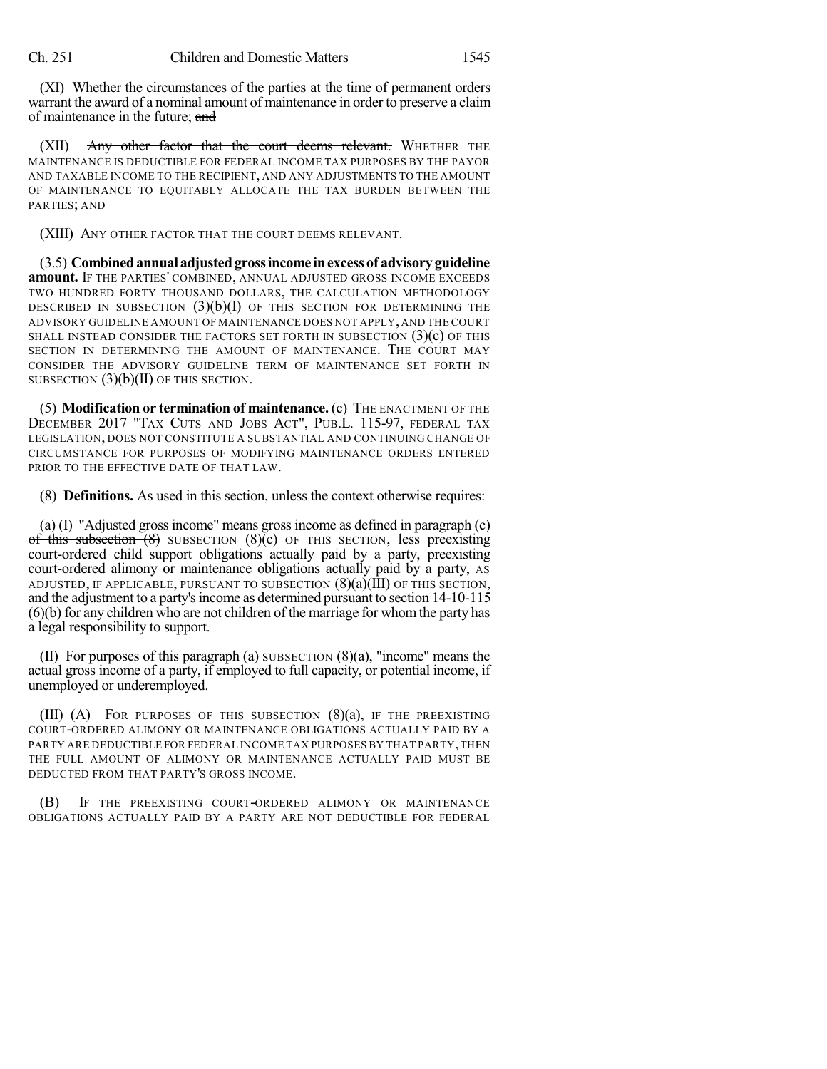(XI) Whether the circumstances of the parties at the time of permanent orders warrant the award of a nominal amount of maintenance in order to preserve a claim of maintenance in the future; ~~and~~

(XII) ~~Any other factor that the court deems relevant.~~ WHETHER THE MAINTENANCE IS DEDUCTIBLE FOR FEDERAL INCOME TAX PURPOSES BY THE PAYOR AND TAXABLE INCOME TO THE RECIPIENT, AND ANY ADJUSTMENTS TO THE AMOUNT OF MAINTENANCE TO EQUITABLY ALLOCATE THE TAX BURDEN BETWEEN THE PARTIES; AND

(XIII) ANY OTHER FACTOR THAT THE COURT DEEMS RELEVANT.

(3.5) **Combined annual adjusted gross income in excess of advisory guideline amount.** IF THE PARTIES' COMBINED, ANNUAL ADJUSTED GROSS INCOME EXCEEDS TWO HUNDRED FORTY THOUSAND DOLLARS, THE CALCULATION METHODOLOGY DESCRIBED IN SUBSECTION (3)(b)(I) OF THIS SECTION FOR DETERMINING THE ADVISORY GUIDELINE AMOUNT OF MAINTENANCE DOES NOT APPLY, AND THE COURT SHALL INSTEAD CONSIDER THE FACTORS SET FORTH IN SUBSECTION (3)(c) OF THIS SECTION IN DETERMINING THE AMOUNT OF MAINTENANCE. THE COURT MAY CONSIDER THE ADVISORY GUIDELINE TERM OF MAINTENANCE SET FORTH IN SUBSECTION (3)(b)(II) OF THIS SECTION.

(5) **Modification or termination of maintenance.** (c) THE ENACTMENT OF THE DECEMBER 2017 "TAX CUTS AND JOBS ACT", PUB.L. 115-97, FEDERAL TAX LEGISLATION, DOES NOT CONSTITUTE A SUBSTANTIAL AND CONTINUING CHANGE OF CIRCUMSTANCE FOR PURPOSES OF MODIFYING MAINTENANCE ORDERS ENTERED PRIOR TO THE EFFECTIVE DATE OF THAT LAW.

(8) **Definitions.** As used in this section, unless the context otherwise requires:

(a) (I) "Adjusted gross income" means gross income as defined in ~~paragraph (c) of this subsection (8)~~ SUBSECTION (8)(c) OF THIS SECTION, less preexisting court-ordered child support obligations actually paid by a party, preexisting court-ordered alimony or maintenance obligations actually paid by a party, AS ADJUSTED, IF APPLICABLE, PURSUANT TO SUBSECTION (8)(a)(III) OF THIS SECTION, and the adjustment to a party's income as determined pursuant to section 14-10-115 (6)(b) for any children who are not children of the marriage for whom the party has a legal responsibility to support.

(II) For purposes of this ~~paragraph (a)~~ SUBSECTION (8)(a), "income" means the actual gross income of a party, if employed to full capacity, or potential income, if unemployed or underemployed.

(III) (A) FOR PURPOSES OF THIS SUBSECTION (8)(a), IF THE PREEXISTING COURT-ORDERED ALIMONY OR MAINTENANCE OBLIGATIONS ACTUALLY PAID BY A PARTY ARE DEDUCTIBLE FOR FEDERAL INCOME TAX PURPOSES BY THAT PARTY, THEN THE FULL AMOUNT OF ALIMONY OR MAINTENANCE ACTUALLY PAID MUST BE DEDUCTED FROM THAT PARTY'S GROSS INCOME.

(B) IF THE PREEXISTING COURT-ORDERED ALIMONY OR MAINTENANCE OBLIGATIONS ACTUALLY PAID BY A PARTY ARE NOT DEDUCTIBLE FOR FEDERAL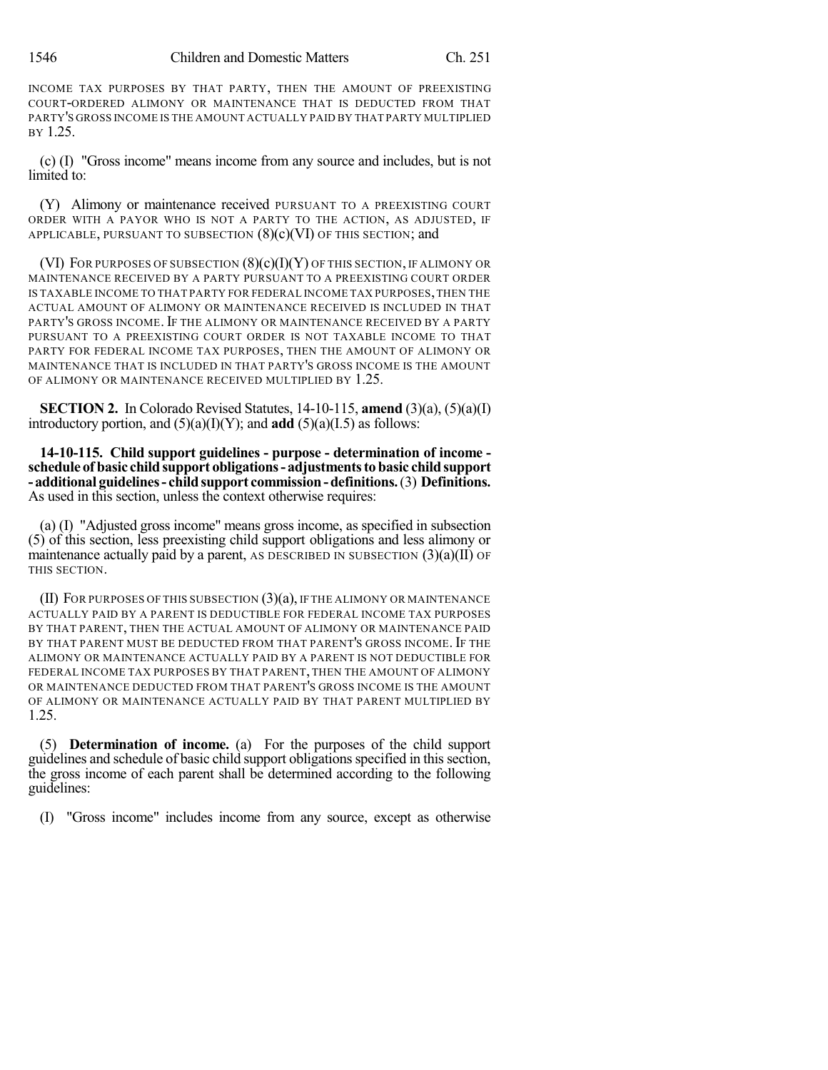INCOME TAX PURPOSES BY THAT PARTY, THEN THE AMOUNT OF PREEXISTING COURT-ORDERED ALIMONY OR MAINTENANCE THAT IS DEDUCTED FROM THAT PARTY'S GROSS INCOME IS THE AMOUNT ACTUALLY PAID BY THAT PARTY MULTIPLIED BY 1.25.

(c) (I) "Gross income" means income from any source and includes, but is not limited to:

(Y) Alimony or maintenance received PURSUANT TO A PREEXISTING COURT ORDER WITH A PAYOR WHO IS NOT A PARTY TO THE ACTION, AS ADJUSTED, IF APPLICABLE, PURSUANT TO SUBSECTION (8)(c)(VI) OF THIS SECTION; and

(VI) FOR PURPOSES OF SUBSECTION (8)(c)(I)(Y) OF THIS SECTION, IF ALIMONY OR MAINTENANCE RECEIVED BY A PARTY PURSUANT TO A PREEXISTING COURT ORDER IS TAXABLE INCOME TO THAT PARTY FOR FEDERAL INCOME TAX PURPOSES, THEN THE ACTUAL AMOUNT OF ALIMONY OR MAINTENANCE RECEIVED IS INCLUDED IN THAT PARTY'S GROSS INCOME. IF THE ALIMONY OR MAINTENANCE RECEIVED BY A PARTY PURSUANT TO A PREEXISTING COURT ORDER IS NOT TAXABLE INCOME TO THAT PARTY FOR FEDERAL INCOME TAX PURPOSES, THEN THE AMOUNT OF ALIMONY OR MAINTENANCE THAT IS INCLUDED IN THAT PARTY'S GROSS INCOME IS THE AMOUNT OF ALIMONY OR MAINTENANCE RECEIVED MULTIPLIED BY 1.25.

**SECTION 2.** In Colorado Revised Statutes, 14-10-115, **amend** (3)(a), (5)(a)(I) introductory portion, and (5)(a)(I)(Y); and **add** (5)(a)(I.5) as follows:

**14-10-115. Child support guidelines - purpose - determination of income - schedule of basic child support obligations - adjustments to basic child support - additional guidelines - child support commission - definitions.** (3) **Definitions.** As used in this section, unless the context otherwise requires:

(a) (I) "Adjusted gross income" means gross income, as specified in subsection (5) of this section, less preexisting child support obligations and less alimony or maintenance actually paid by a parent, AS DESCRIBED IN SUBSECTION (3)(a)(II) OF THIS SECTION.

(II) FOR PURPOSES OF THIS SUBSECTION (3)(a), IF THE ALIMONY OR MAINTENANCE ACTUALLY PAID BY A PARENT IS DEDUCTIBLE FOR FEDERAL INCOME TAX PURPOSES BY THAT PARENT, THEN THE ACTUAL AMOUNT OF ALIMONY OR MAINTENANCE PAID BY THAT PARENT MUST BE DEDUCTED FROM THAT PARENT'S GROSS INCOME. IF THE ALIMONY OR MAINTENANCE ACTUALLY PAID BY A PARENT IS NOT DEDUCTIBLE FOR FEDERAL INCOME TAX PURPOSES BY THAT PARENT, THEN THE AMOUNT OF ALIMONY OR MAINTENANCE DEDUCTED FROM THAT PARENT'S GROSS INCOME IS THE AMOUNT OF ALIMONY OR MAINTENANCE ACTUALLY PAID BY THAT PARENT MULTIPLIED BY 1.25.

(5) **Determination of income.** (a) For the purposes of the child support guidelines and schedule of basic child support obligations specified in this section, the gross income of each parent shall be determined according to the following guidelines:

(I) "Gross income" includes income from any source, except as otherwise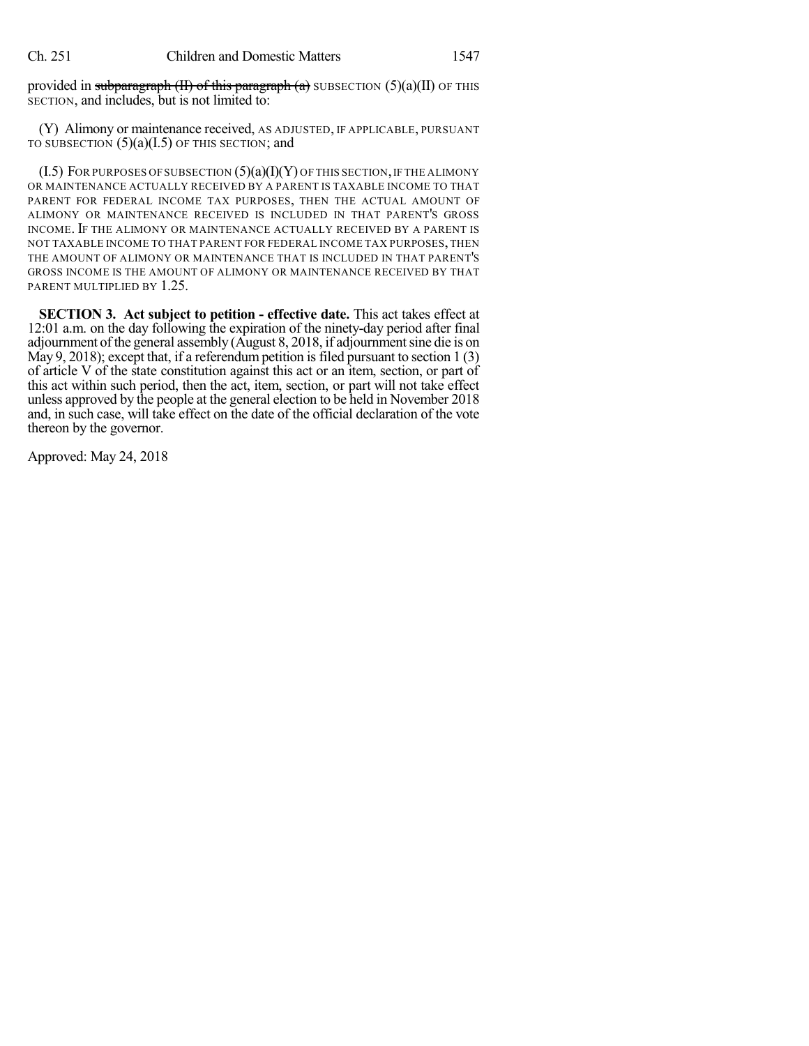provided in ~~subparagraph (II) of this paragraph (a)~~ SUBSECTION (5)(a)(II) OF THIS SECTION, and includes, but is not limited to:

(Y) Alimony or maintenance received, AS ADJUSTED, IF APPLICABLE, PURSUANT TO SUBSECTION (5)(a)(I.5) OF THIS SECTION; and

(I.5) FOR PURPOSES OF SUBSECTION (5)(a)(I)(Y) OF THIS SECTION, IF THE ALIMONY OR MAINTENANCE ACTUALLY RECEIVED BY A PARENT IS TAXABLE INCOME TO THAT PARENT FOR FEDERAL INCOME TAX PURPOSES, THEN THE ACTUAL AMOUNT OF ALIMONY OR MAINTENANCE RECEIVED IS INCLUDED IN THAT PARENT'S GROSS INCOME. IF THE ALIMONY OR MAINTENANCE ACTUALLY RECEIVED BY A PARENT IS NOT TAXABLE INCOME TO THAT PARENT FOR FEDERAL INCOME TAX PURPOSES, THEN THE AMOUNT OF ALIMONY OR MAINTENANCE THAT IS INCLUDED IN THAT PARENT'S GROSS INCOME IS THE AMOUNT OF ALIMONY OR MAINTENANCE RECEIVED BY THAT PARENT MULTIPLIED BY 1.25.

**SECTION 3. Act subject to petition - effective date.** This act takes effect at 12:01 a.m. on the day following the expiration of the ninety-day period after final adjournment of the general assembly (August 8, 2018, if adjournment sine die is on May 9, 2018); except that, if a referendum petition is filed pursuant to section 1 (3) of article V of the state constitution against this act or an item, section, or part of this act within such period, then the act, item, section, or part will not take effect unless approved by the people at the general election to be held in November 2018 and, in such case, will take effect on the date of the official declaration of the vote thereon by the governor.

Approved: May 24, 2018